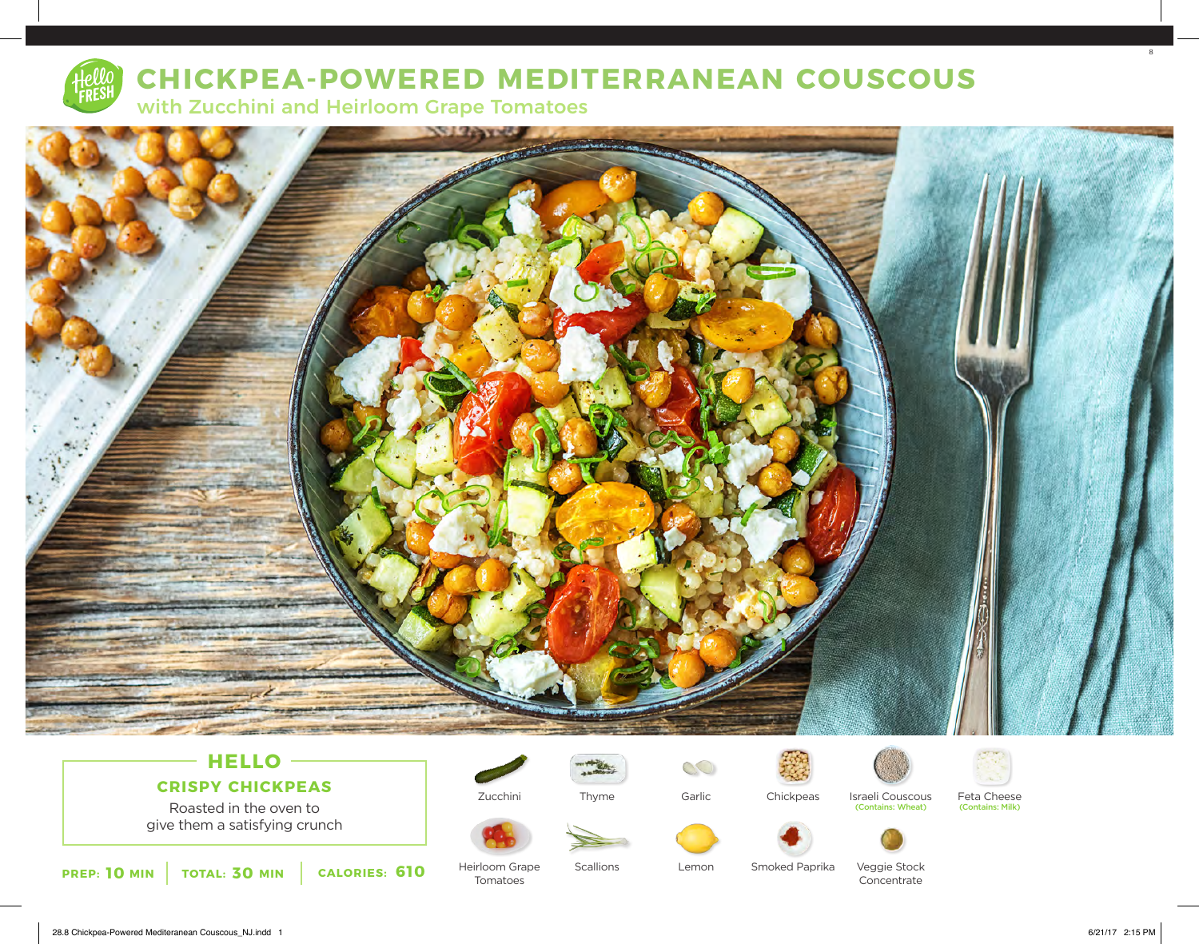# CHICKPEA-POWERED MEDITERRANEAN COUSCOUS

## with Zucchini and Heirloom Grape Tomatoes

### HELLO

**CRISPY CHICKPEAS**

Roasted in the oven to give them a satisfying crunch

**PREP: 10 MIN** | **TOTAL: 30 MIN** | **CALORIES: 610**

- Zucchini
- Thyme
- Garlic
- Chickpeas
- Israeli Couscous (Contains: Wheat)
- Feta Cheese (Contains: Milk)
- Heirloom Grape Tomatoes
- Scallions
- Lemon
- Smoked Paprika
- Veggie Stock Concentrate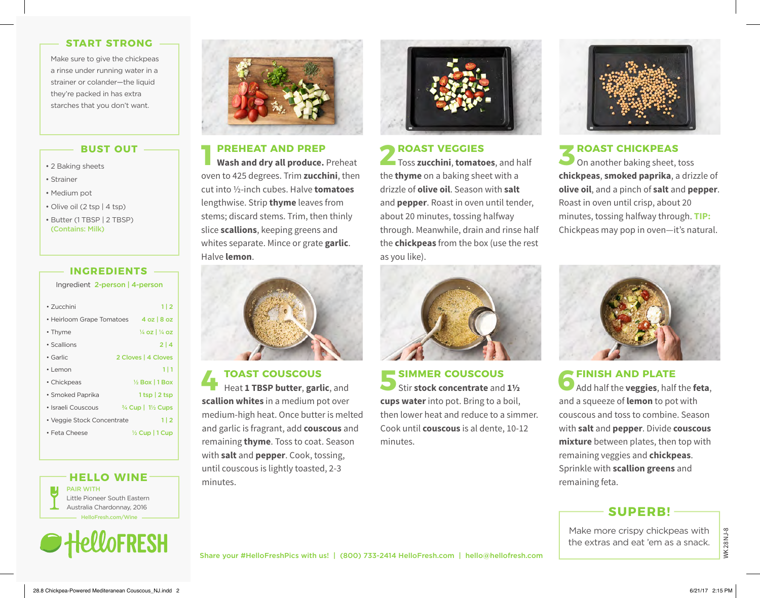## START STRONG

Make sure to give the chickpeas a rinse under running water in a strainer or colander—the liquid they're packed in has extra starches that you don't want.

## BUST OUT

- 2 Baking sheets
- Strainer
- Medium pot
- Olive oil (2 tsp | 4 tsp)
- Butter (1 TBSP | 2 TBSP) (Contains: Milk)

## INGREDIENTS

| Ingredient | 2-person \| 4-person |
|---|---|
| Zucchini | 1 \| 2 |
| Heirloom Grape Tomatoes | 4 oz \| 8 oz |
| Thyme | ¼ oz \| ¼ oz |
| Scallions | 2 \| 4 |
| Garlic | 2 Cloves \| 4 Cloves |
| Lemon | 1 \| 1 |
| Chickpeas | ½ Box \| 1 Box |
| Smoked Paprika | 1 tsp \| 2 tsp |
| Israeli Couscous | ¾ Cup \| 1½ Cups |
| Veggie Stock Concentrate | 1 \| 2 |
| Feta Cheese | ½ Cup \| 1 Cup |

## HELLO WINE

PAIR WITH
Little Pioneer South Eastern Australia Chardonnay, 2016

HelloFresh.com/Wine

HelloFRESH

## 1 PREHEAT AND PREP

**Wash and dry all produce.** Preheat oven to 425 degrees. Trim **zucchini**, then cut into ½-inch cubes. Halve **tomatoes** lengthwise. Strip **thyme** leaves from stems; discard stems. Trim, then thinly slice **scallions**, keeping greens and whites separate. Mince or grate **garlic**. Halve **lemon**.

## 2 ROAST VEGGIES

Toss **zucchini**, **tomatoes**, and half the **thyme** on a baking sheet with a drizzle of **olive oil**. Season with **salt** and **pepper**. Roast in oven until tender, about 20 minutes, tossing halfway through. Meanwhile, drain and rinse half the **chickpeas** from the box (use the rest as you like).

## 3 ROAST CHICKPEAS

On another baking sheet, toss **chickpeas**, **smoked paprika**, a drizzle of **olive oil**, and a pinch of **salt** and **pepper**. Roast in oven until crisp, about 20 minutes, tossing halfway through. **TIP:** Chickpeas may pop in oven—it's natural.

## 4 TOAST COUSCOUS

Heat **1 TBSP butter**, **garlic**, and **scallion whites** in a medium pot over medium-high heat. Once butter is melted and garlic is fragrant, add **couscous** and remaining **thyme**. Toss to coat. Season with **salt** and **pepper**. Cook, tossing, until couscous is lightly toasted, 2-3 minutes.

## 5 SIMMER COUSCOUS

Stir **stock concentrate** and **1½ cups water** into pot. Bring to a boil, then lower heat and reduce to a simmer. Cook until **couscous** is al dente, 10-12 minutes.

## 6 FINISH AND PLATE

Add half the **veggies**, half the **feta**, and a squeeze of **lemon** to pot with couscous and toss to combine. Season with **salt** and **pepper**. Divide **couscous mixture** between plates, then top with remaining veggies and **chickpeas**. Sprinkle with **scallion greens** and remaining feta.

## SUPERB!

Make more crispy chickpeas with the extras and eat 'em as a snack.

Share your #HelloFreshPics with us! | (800) 733-2414 HelloFresh.com | hello@hellofresh.com

WK28NJ-8